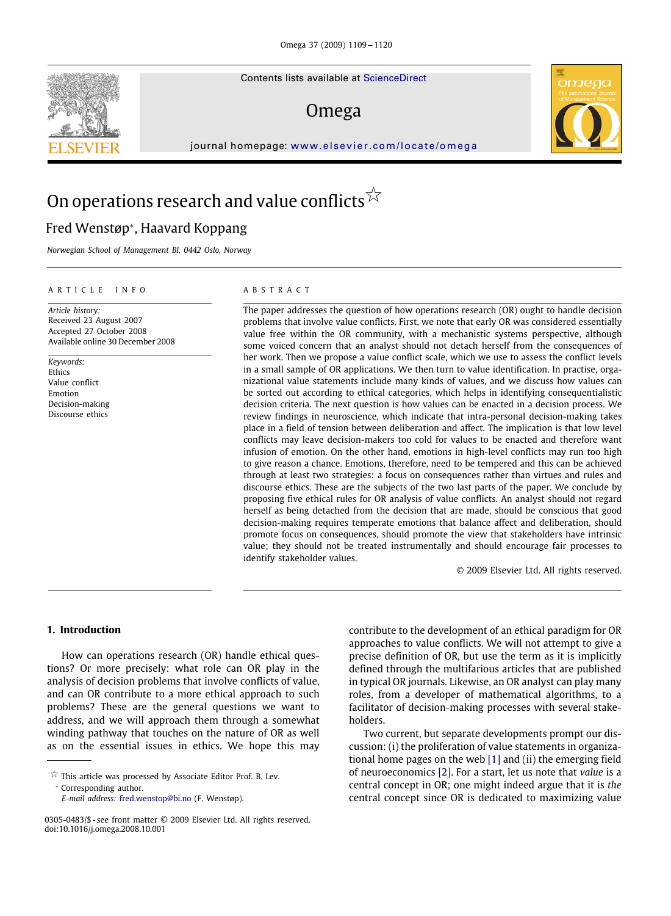# On operations research and value conflicts ☆

Fred Wenstøp*, Haavard Koppang

*Norwegian School of Management BI, 0442 Oslo, Norway*

ARTICLE INFO

*Article history:*
Received 23 August 2007
Accepted 27 October 2008
Available online 30 December 2008

*Keywords:*
Ethics
Value conflict
Emotion
Decision-making
Discourse ethics

ABSTRACT

The paper addresses the question of how operations research (OR) ought to handle decision problems that involve value conflicts. First, we note that early OR was considered essentially value free within the OR community, with a mechanistic systems perspective, although some voiced concern that an analyst should not detach herself from the consequences of her work. Then we propose a value conflict scale, which we use to assess the conflict levels in a small sample of OR applications. We then turn to value identification. In practise, organizational value statements include many kinds of values, and we discuss how values can be sorted out according to ethical categories, which helps in identifying consequentialistic decision criteria. The next question is how values can be enacted in a decision process. We review findings in neuroscience, which indicate that intra-personal decision-making takes place in a field of tension between deliberation and affect. The implication is that low level conflicts may leave decision-makers too cold for values to be enacted and therefore want infusion of emotion. On the other hand, emotions in high-level conflicts may run too high to give reason a chance. Emotions, therefore, need to be tempered and this can be achieved through at least two strategies: a focus on consequences rather than virtues and rules and discourse ethics. These are the subjects of the two last parts of the paper. We conclude by proposing five ethical rules for OR analysis of value conflicts. An analyst should not regard herself as being detached from the decision that are made, should be conscious that good decision-making requires temperate emotions that balance affect and deliberation, should promote focus on consequences, should promote the view that stakeholders have intrinsic value; they should not be treated instrumentally and should encourage fair processes to identify stakeholder values.

© 2009 Elsevier Ltd. All rights reserved.

## 1. Introduction

How can operations research (OR) handle ethical questions? Or more precisely: what role can OR play in the analysis of decision problems that involve conflicts of value, and can OR contribute to a more ethical approach to such problems? These are the general questions we want to address, and we will approach them through a somewhat winding pathway that touches on the nature of OR as well as on the essential issues in ethics. We hope this may contribute to the development of an ethical paradigm for OR approaches to value conflicts. We will not attempt to give a precise definition of OR, but use the term as it is implicitly defined through the multifarious articles that are published in typical OR journals. Likewise, an OR analyst can play many roles, from a developer of mathematical algorithms, to a facilitator of decision-making processes with several stakeholders.

Two current, but separate developments prompt our discussion: (i) the proliferation of value statements in organizational home pages on the web [1] and (ii) the emerging field of neuroeconomics [2]. For a start, let us note that *value* is a central concept in OR; one might indeed argue that it is *the* central concept since OR is dedicated to maximizing value

☆ This article was processed by Associate Editor Prof. B. Lev.
* Corresponding author.
*E-mail address:* fred.wenstop@bi.no (F. Wenstøp).

0305-0483/$ - see front matter © 2009 Elsevier Ltd. All rights reserved.
doi:10.1016/j.omega.2008.10.001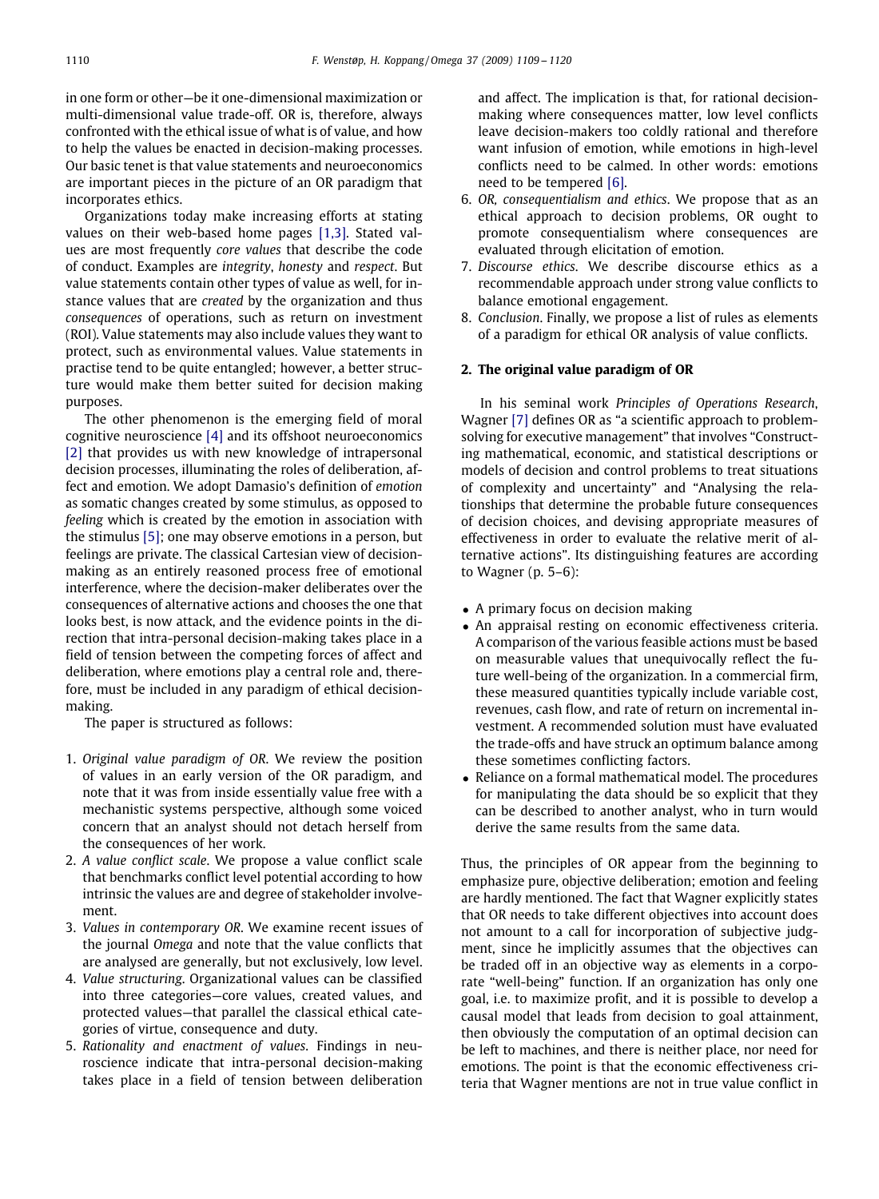in one form or other—be it one-dimensional maximization or multi-dimensional value trade-off. OR is, therefore, always confronted with the ethical issue of what is of value, and how to help the values be enacted in decision-making processes. Our basic tenet is that value statements and neuroeconomics are important pieces in the picture of an OR paradigm that incorporates ethics.

Organizations today make increasing efforts at stating values on their web-based home pages [1,3]. Stated values are most frequently *core values* that describe the code of conduct. Examples are *integrity*, *honesty* and *respect*. But value statements contain other types of value as well, for instance values that are *created* by the organization and thus *consequences* of operations, such as return on investment (ROI). Value statements may also include values they want to protect, such as environmental values. Value statements in practise tend to be quite entangled; however, a better structure would make them better suited for decision making purposes.

The other phenomenon is the emerging field of moral cognitive neuroscience [4] and its offshoot neuroeconomics [2] that provides us with new knowledge of intrapersonal decision processes, illuminating the roles of deliberation, affect and emotion. We adopt Damasio's definition of *emotion* as somatic changes created by some stimulus, as opposed to *feeling* which is created by the emotion in association with the stimulus [5]; one may observe emotions in a person, but feelings are private. The classical Cartesian view of decision-making as an entirely reasoned process free of emotional interference, where the decision-maker deliberates over the consequences of alternative actions and chooses the one that looks best, is now attack, and the evidence points in the direction that intra-personal decision-making takes place in a field of tension between the competing forces of affect and deliberation, where emotions play a central role and, therefore, must be included in any paradigm of ethical decision-making.

The paper is structured as follows:

1. *Original value paradigm of OR*. We review the position of values in an early version of the OR paradigm, and note that it was from inside essentially value free with a mechanistic systems perspective, although some voiced concern that an analyst should not detach herself from the consequences of her work.
2. *A value conflict scale*. We propose a value conflict scale that benchmarks conflict level potential according to how intrinsic the values are and degree of stakeholder involvement.
3. *Values in contemporary OR*. We examine recent issues of the journal *Omega* and note that the value conflicts that are analysed are generally, but not exclusively, low level.
4. *Value structuring*. Organizational values can be classified into three categories—core values, created values, and protected values—that parallel the classical ethical categories of virtue, consequence and duty.
5. *Rationality and enactment of values*. Findings in neuroscience indicate that intra-personal decision-making takes place in a field of tension between deliberation and affect. The implication is that, for rational decision-making where consequences matter, low level conflicts leave decision-makers too coldly rational and therefore want infusion of emotion, while emotions in high-level conflicts need to be calmed. In other words: emotions need to be tempered [6].
6. *OR, consequentialism and ethics*. We propose that as an ethical approach to decision problems, OR ought to promote consequentialism where consequences are evaluated through elicitation of emotion.
7. *Discourse ethics*. We describe discourse ethics as a recommendable approach under strong value conflicts to balance emotional engagement.
8. *Conclusion*. Finally, we propose a list of rules as elements of a paradigm for ethical OR analysis of value conflicts.

## 2. The original value paradigm of OR

In his seminal work *Principles of Operations Research*, Wagner [7] defines OR as "a scientific approach to problem-solving for executive management" that involves "Constructing mathematical, economic, and statistical descriptions or models of decision and control problems to treat situations of complexity and uncertainty" and "Analysing the relationships that determine the probable future consequences of decision choices, and devising appropriate measures of effectiveness in order to evaluate the relative merit of alternative actions". Its distinguishing features are according to Wagner (p. 5–6):

- A primary focus on decision making
- An appraisal resting on economic effectiveness criteria. A comparison of the various feasible actions must be based on measurable values that unequivocally reflect the future well-being of the organization. In a commercial firm, these measured quantities typically include variable cost, revenues, cash flow, and rate of return on incremental investment. A recommended solution must have evaluated the trade-offs and have struck an optimum balance among these sometimes conflicting factors.
- Reliance on a formal mathematical model. The procedures for manipulating the data should be so explicit that they can be described to another analyst, who in turn would derive the same results from the same data.

Thus, the principles of OR appear from the beginning to emphasize pure, objective deliberation; emotion and feeling are hardly mentioned. The fact that Wagner explicitly states that OR needs to take different objectives into account does not amount to a call for incorporation of subjective judgment, since he implicitly assumes that the objectives can be traded off in an objective way as elements in a corporate "well-being" function. If an organization has only one goal, i.e. to maximize profit, and it is possible to develop a causal model that leads from decision to goal attainment, then obviously the computation of an optimal decision can be left to machines, and there is neither place, nor need for emotions. The point is that the economic effectiveness criteria that Wagner mentions are not in true value conflict in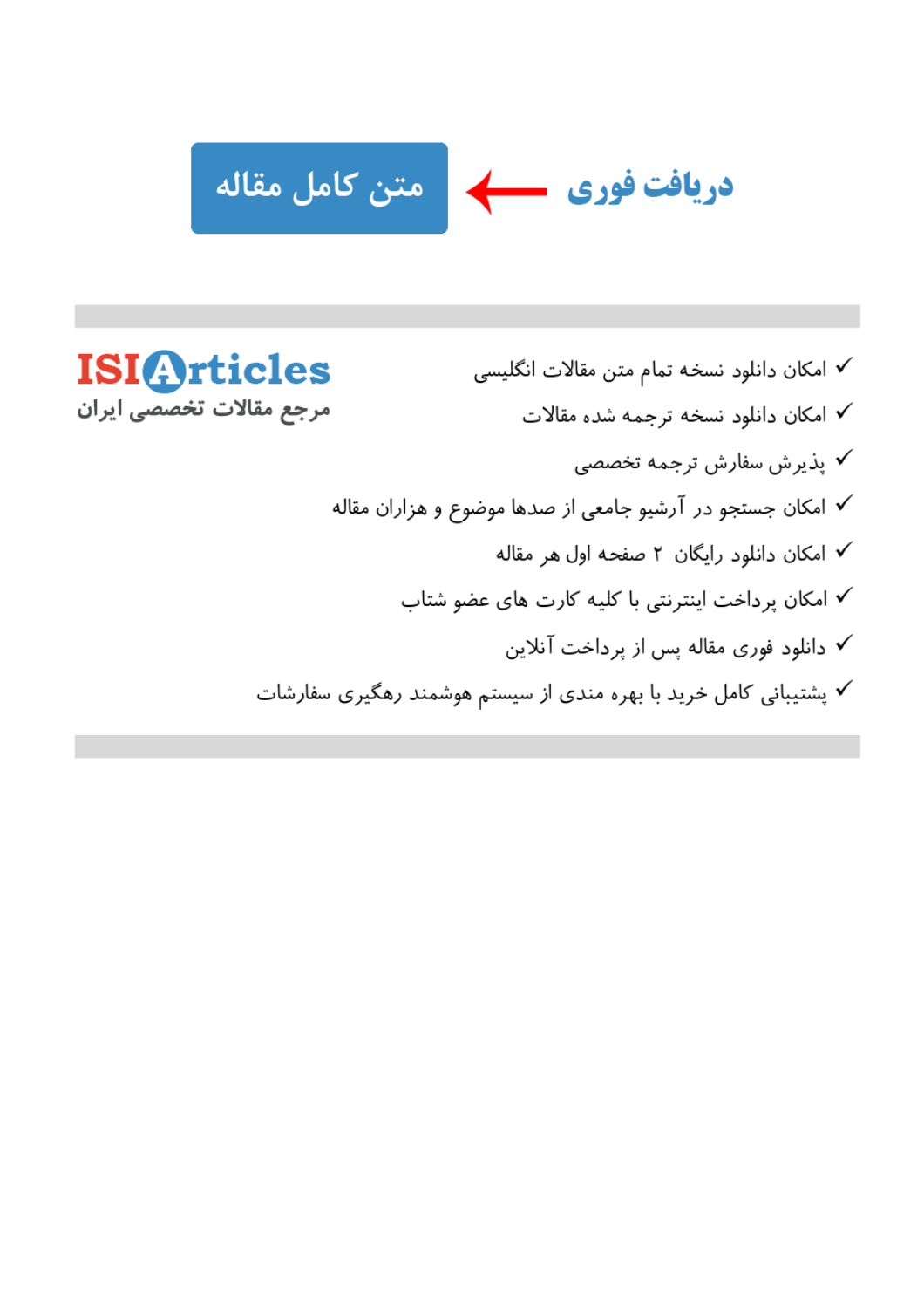دریافت فوری ← **متن کامل مقاله**

**ISIArticles**
مرجع مقالات تخصصی ایران

- ✓ امکان دانلود نسخه تمام متن مقالات انگلیسی
- ✓ امکان دانلود نسخه ترجمه شده مقالات
- ✓ پذیرش سفارش ترجمه تخصصی
- ✓ امکان جستجو در آرشیو جامعی از صدها موضوع و هزاران مقاله
- ✓ امکان دانلود رایگان ۲ صفحه اول هر مقاله
- ✓ امکان پرداخت اینترنتی با کلیه کارت های عضو شتاب
- ✓ دانلود فوری مقاله پس از پرداخت آنلاین
- ✓ پشتیبانی کامل خرید با بهره مندی از سیستم هوشمند رهگیری سفارشات